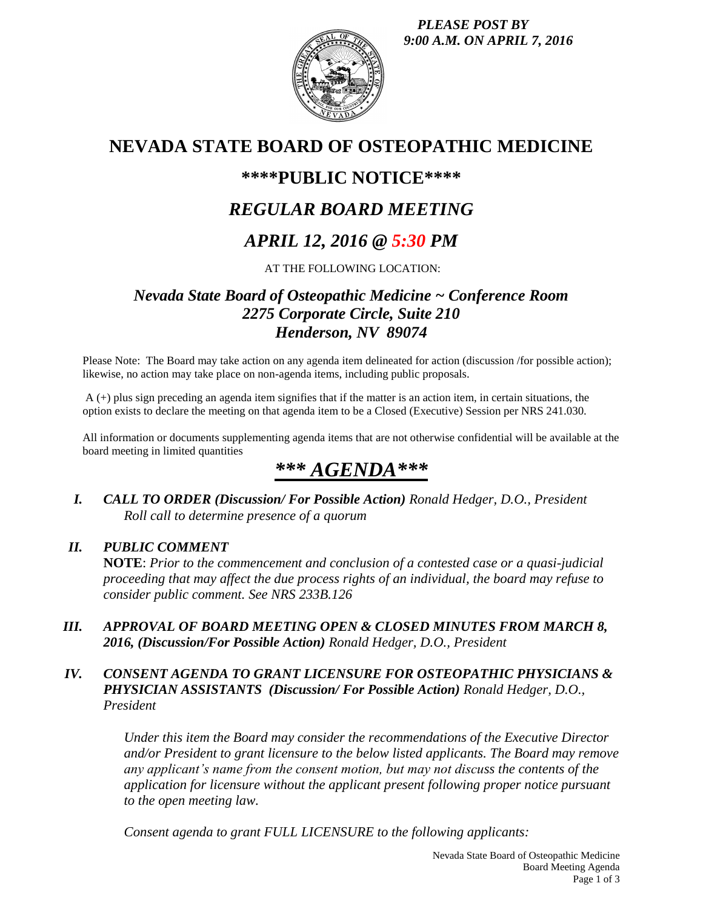*PLEASE POST BY 9:00 A.M. ON APRIL 7, 2016*

# NEVADA STATE BOARD OF OSTEOPATHIC MEDICINE

## \*\*\*\*PUBLIC NOTICE\*\*\*\*

## *REGULAR BOARD MEETING*

## *APRIL 12, 2016 @ 5:30 PM*

AT THE FOLLOWING LOCATION:

### *Nevada State Board of Osteopathic Medicine ~ Conference Room*
### *2275 Corporate Circle, Suite 210*
### *Henderson, NV 89074*

Please Note: The Board may take action on any agenda item delineated for action (discussion /for possible action); likewise, no action may take place on non-agenda items, including public proposals.

A (+) plus sign preceding an agenda item signifies that if the matter is an action item, in certain situations, the option exists to declare the meeting on that agenda item to be a Closed (Executive) Session per NRS 241.030.

All information or documents supplementing agenda items that are not otherwise confidential will be available at the board meeting in limited quantities

# *\*\*\* AGENDA\*\*\**

**I.** ***CALL TO ORDER (Discussion/ For Possible Action)*** *Ronald Hedger, D.O., President*
*Roll call to determine presence of a quorum*

**II.** ***PUBLIC COMMENT***
**NOTE**: *Prior to the commencement and conclusion of a contested case or a quasi-judicial proceeding that may affect the due process rights of an individual, the board may refuse to consider public comment. See NRS 233B.126*

**III.** ***APPROVAL OF BOARD MEETING OPEN & CLOSED MINUTES FROM MARCH 8, 2016, (Discussion/For Possible Action)*** *Ronald Hedger, D.O., President*

**IV.** ***CONSENT AGENDA TO GRANT LICENSURE FOR OSTEOPATHIC PHYSICIANS & PHYSICIAN ASSISTANTS (Discussion/ For Possible Action)*** *Ronald Hedger, D.O., President*

*Under this item the Board may consider the recommendations of the Executive Director and/or President to grant licensure to the below listed applicants. The Board may remove any applicant's name from the consent motion, but may not discuss the contents of the application for licensure without the applicant present following proper notice pursuant to the open meeting law.*

*Consent agenda to grant FULL LICENSURE to the following applicants:*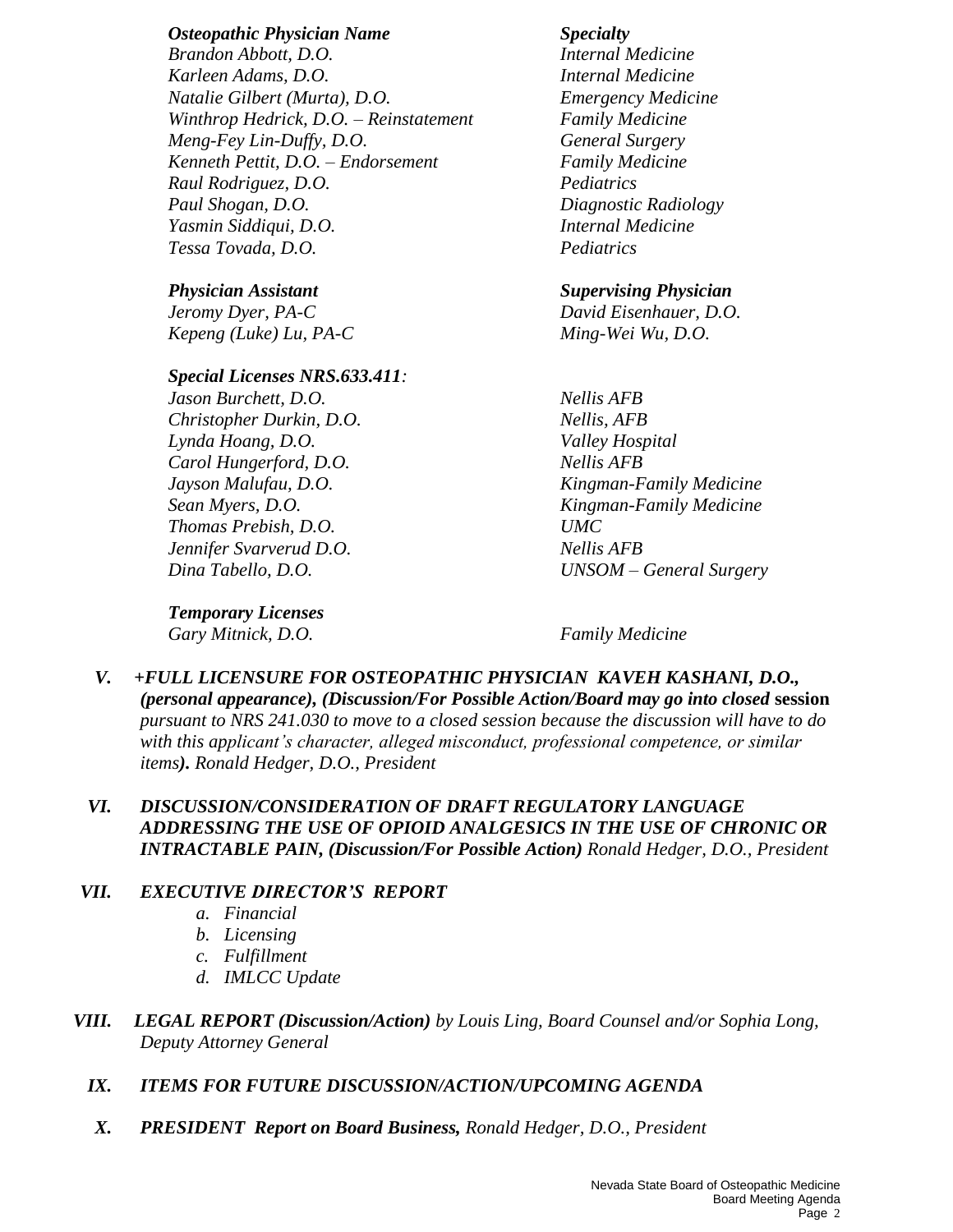| *Osteopathic Physician Name* | *Specialty* |
| --- | --- |
| *Brandon Abbott, D.O.* | *Internal Medicine* |
| *Karleen Adams, D.O.* | *Internal Medicine* |
| *Natalie Gilbert (Murta), D.O.* | *Emergency Medicine* |
| *Winthrop Hedrick, D.O. – Reinstatement* | *Family Medicine* |
| *Meng-Fey Lin-Duffy, D.O.* | *General Surgery* |
| *Kenneth Pettit, D.O. – Endorsement* | *Family Medicine* |
| *Raul Rodriguez, D.O.* | *Pediatrics* |
| *Paul Shogan, D.O.* | *Diagnostic Radiology* |
| *Yasmin Siddiqui, D.O.* | *Internal Medicine* |
| *Tessa Tovada, D.O.* | *Pediatrics* |

| *Physician Assistant* | *Supervising Physician* |
| --- | --- |
| *Jeromy Dyer, PA-C* | *David Eisenhauer, D.O.* |
| *Kepeng (Luke) Lu, PA-C* | *Ming-Wei Wu, D.O.* |

| *Special Licenses NRS.633.411:* | |
| --- | --- |
| *Jason Burchett, D.O.* | *Nellis AFB* |
| *Christopher Durkin, D.O.* | *Nellis, AFB* |
| *Lynda Hoang, D.O.* | *Valley Hospital* |
| *Carol Hungerford, D.O.* | *Nellis AFB* |
| *Jayson Malufau, D.O.* | *Kingman-Family Medicine* |
| *Sean Myers, D.O.* | *Kingman-Family Medicine* |
| *Thomas Prebish, D.O.* | *UMC* |
| *Jennifer Svarverud D.O.* | *Nellis AFB* |
| *Dina Tabello, D.O.* | *UNSOM – General Surgery* |

| *Temporary Licenses* | |
| --- | --- |
| *Gary Mitnick, D.O.* | *Family Medicine* |

**V.** ***+FULL LICENSURE FOR OSTEOPATHIC PHYSICIAN KAVEH KASHANI, D.O., (personal appearance), (Discussion/For Possible Action/Board may go into closed* session** *pursuant to NRS 241.030 to move to a closed session because the discussion will have to do with this applicant's character, alleged misconduct, professional competence, or similar items***).** *Ronald Hedger, D.O., President*

**VI.** ***DISCUSSION/CONSIDERATION OF DRAFT REGULATORY LANGUAGE ADDRESSING THE USE OF OPIOID ANALGESICS IN THE USE OF CHRONIC OR INTRACTABLE PAIN, (Discussion/For Possible Action)*** *Ronald Hedger, D.O., President*

**VII.** ***EXECUTIVE DIRECTOR'S REPORT***

*a. Financial*
*b. Licensing*
*c. Fulfillment*
*d. IMLCC Update*

**VIII.** ***LEGAL REPORT (Discussion/Action)*** *by Louis Ling, Board Counsel and/or Sophia Long, Deputy Attorney General*

**IX.** ***ITEMS FOR FUTURE DISCUSSION/ACTION/UPCOMING AGENDA***

**X.** ***PRESIDENT Report on Board Business,*** *Ronald Hedger, D.O., President*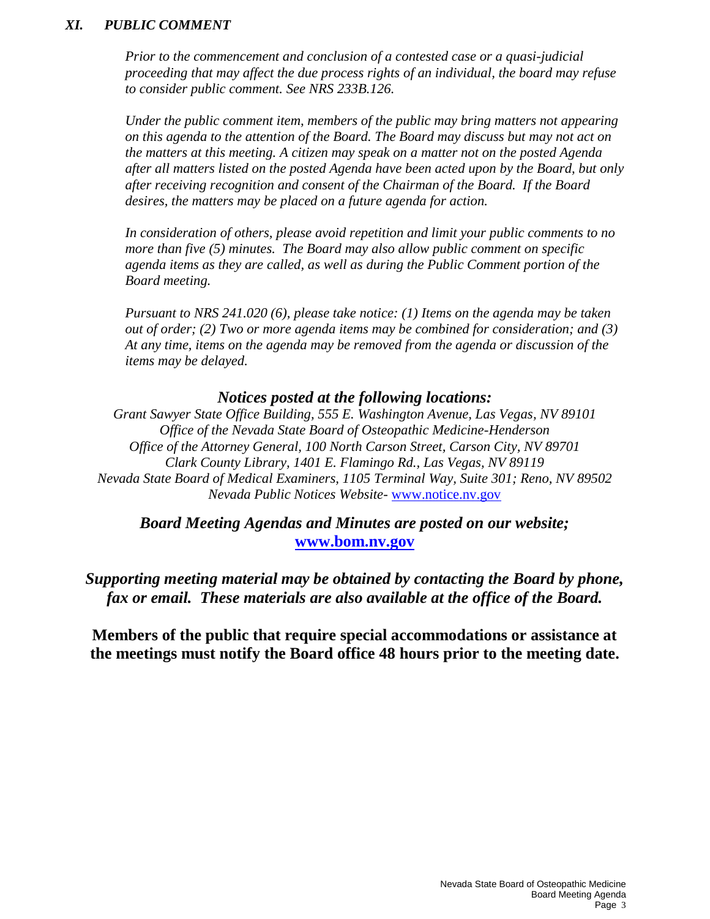### *XI. PUBLIC COMMENT*

*Prior to the commencement and conclusion of a contested case or a quasi-judicial proceeding that may affect the due process rights of an individual, the board may refuse to consider public comment. See NRS 233B.126.*

*Under the public comment item, members of the public may bring matters not appearing on this agenda to the attention of the Board. The Board may discuss but may not act on the matters at this meeting. A citizen may speak on a matter not on the posted Agenda after all matters listed on the posted Agenda have been acted upon by the Board, but only after receiving recognition and consent of the Chairman of the Board. If the Board desires, the matters may be placed on a future agenda for action.*

*In consideration of others, please avoid repetition and limit your public comments to no more than five (5) minutes. The Board may also allow public comment on specific agenda items as they are called, as well as during the Public Comment portion of the Board meeting.*

*Pursuant to NRS 241.020 (6), please take notice: (1) Items on the agenda may be taken out of order; (2) Two or more agenda items may be combined for consideration; and (3) At any time, items on the agenda may be removed from the agenda or discussion of the items may be delayed.*

## *Notices posted at the following locations:*

*Grant Sawyer State Office Building, 555 E. Washington Avenue, Las Vegas, NV 89101*
*Office of the Nevada State Board of Osteopathic Medicine-Henderson*
*Office of the Attorney General, 100 North Carson Street, Carson City, NV 89701*
*Clark County Library, 1401 E. Flamingo Rd., Las Vegas, NV 89119*
*Nevada State Board of Medical Examiners, 1105 Terminal Way, Suite 301; Reno, NV 89502*
*Nevada Public Notices Website-* www.notice.nv.gov

***Board Meeting Agendas and Minutes are posted on our website;***
**www.bom.nv.gov**

***Supporting meeting material may be obtained by contacting the Board by phone, fax or email. These materials are also available at the office of the Board.***

**Members of the public that require special accommodations or assistance at the meetings must notify the Board office 48 hours prior to the meeting date.**